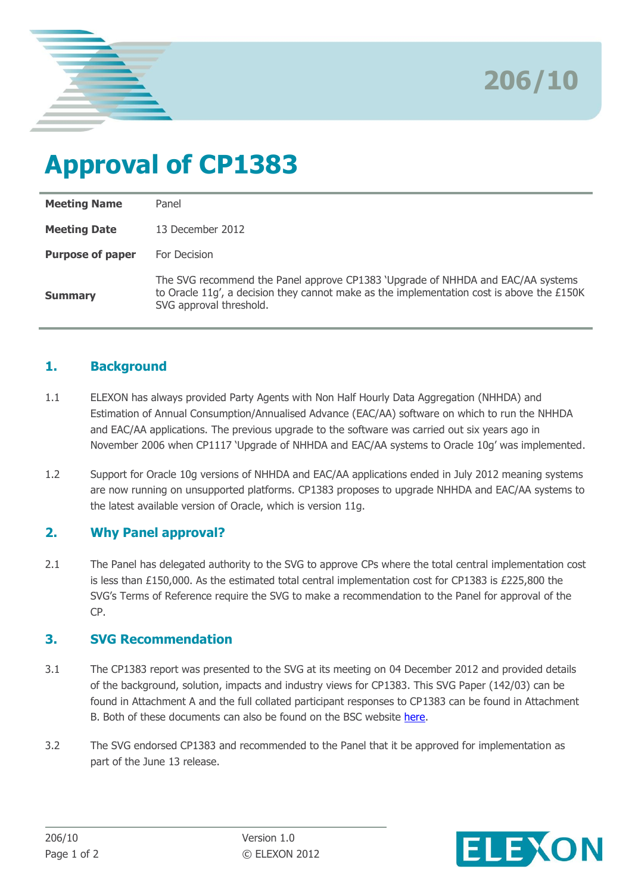206/10

# Approval of CP1383

| Meeting Name | Panel |
|---|---|
| Meeting Date | 13 December 2012 |
| Purpose of paper | For Decision |
| Summary | The SVG recommend the Panel approve CP1383 'Upgrade of NHHDA and EAC/AA systems to Oracle 11g', a decision they cannot make as the implementation cost is above the £150K SVG approval threshold. |

## 1. Background

1.1 ELEXON has always provided Party Agents with Non Half Hourly Data Aggregation (NHHDA) and Estimation of Annual Consumption/Annualised Advance (EAC/AA) software on which to run the NHHDA and EAC/AA applications. The previous upgrade to the software was carried out six years ago in November 2006 when CP1117 'Upgrade of NHHDA and EAC/AA systems to Oracle 10g' was implemented.

1.2 Support for Oracle 10g versions of NHHDA and EAC/AA applications ended in July 2012 meaning systems are now running on unsupported platforms. CP1383 proposes to upgrade NHHDA and EAC/AA systems to the latest available version of Oracle, which is version 11g.

## 2. Why Panel approval?

2.1 The Panel has delegated authority to the SVG to approve CPs where the total central implementation cost is less than £150,000. As the estimated total central implementation cost for CP1383 is £225,800 the SVG's Terms of Reference require the SVG to make a recommendation to the Panel for approval of the CP.

## 3. SVG Recommendation

3.1 The CP1383 report was presented to the SVG at its meeting on 04 December 2012 and provided details of the background, solution, impacts and industry views for CP1383. This SVG Paper (142/03) can be found in Attachment A and the full collated participant responses to CP1383 can be found in Attachment B. Both of these documents can also be found on the BSC website here.

3.2 The SVG endorsed CP1383 and recommended to the Panel that it be approved for implementation as part of the June 13 release.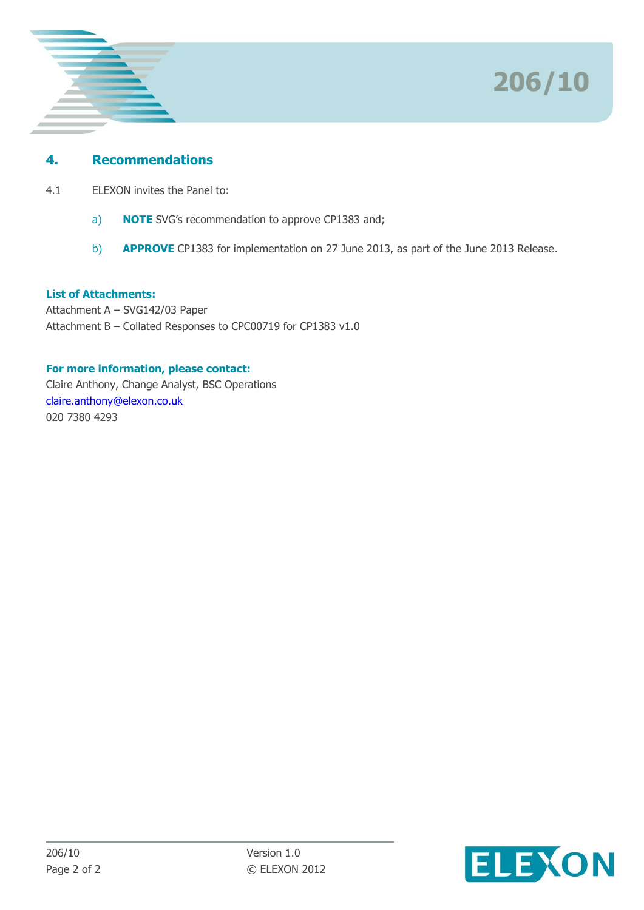## 4. Recommendations

4.1 ELEXON invites the Panel to:

a) **NOTE** SVG's recommendation to approve CP1383 and;

b) **APPROVE** CP1383 for implementation on 27 June 2013, as part of the June 2013 Release.

**List of Attachments:**

Attachment A – SVG142/03 Paper

Attachment B – Collated Responses to CPC00719 for CP1383 v1.0

**For more information, please contact:**

Claire Anthony, Change Analyst, BSC Operations

claire.anthony@elexon.co.uk

020 7380 4293